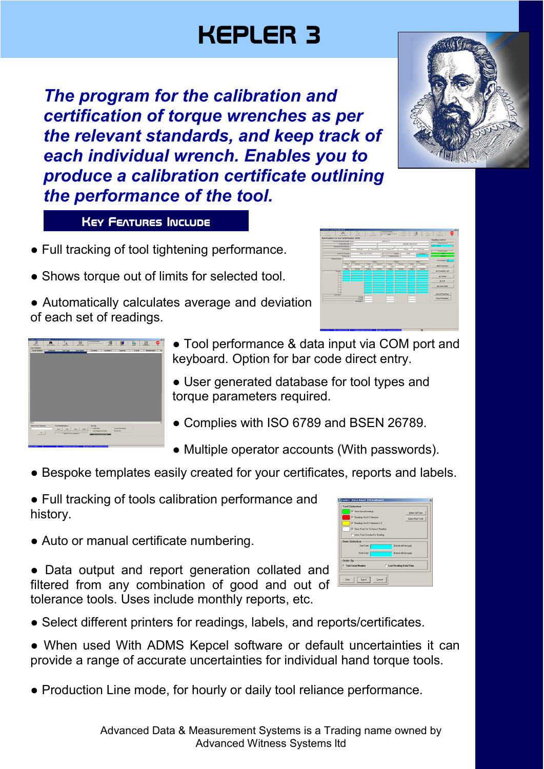# KEPLER 3

***The program for the calibration and certification of torque wrenches as per the relevant standards, and keep track of each individual wrench. Enables you to produce a calibration certificate outlining the performance of the tool.***

## Key Features Include

- Full tracking of tool tightening performance.
- Shows torque out of limits for selected tool.
- Automatically calculates average and deviation of each set of readings.
- Tool performance & data input via COM port and keyboard. Option for bar code direct entry.
- User generated database for tool types and torque parameters required.
- Complies with ISO 6789 and BSEN 26789.
- Multiple operator accounts (With passwords).
- Bespoke templates easily created for your certificates, reports and labels.
- Full tracking of tools calibration performance and history.
- Auto or manual certificate numbering.
- Data output and report generation collated and filtered from any combination of good and out of tolerance tools. Uses include monthly reports, etc.
- Select different printers for readings, labels, and reports/certificates.
- When used With ADMS Kepcel software or default uncertainties it can provide a range of accurate uncertainties for individual hand torque tools.
- Production Line mode, for hourly or daily tool reliance performance.

Advanced Data & Measurement Systems is a Trading name owned by Advanced Witness Systems ltd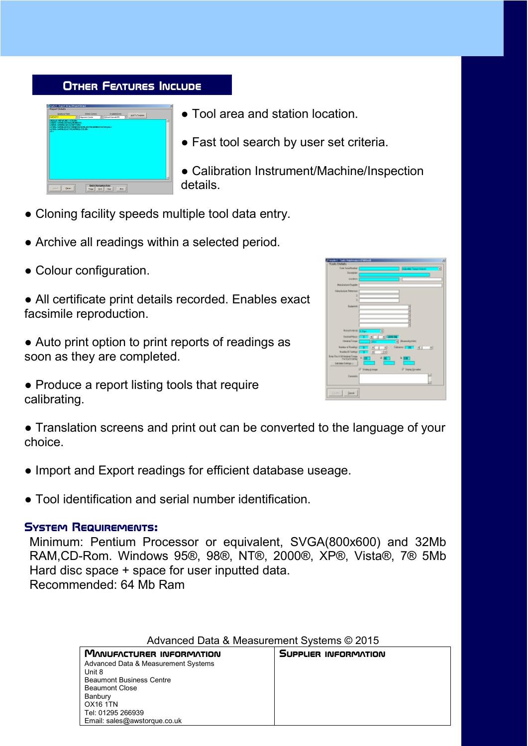## Other Features Include

- Tool area and station location.
- Fast tool search by user set criteria.
- Calibration Instrument/Machine/Inspection details.
- Cloning facility speeds multiple tool data entry.
- Archive all readings within a selected period.
- Colour configuration.
- All certificate print details recorded. Enables exact facsimile reproduction.
- Auto print option to print reports of readings as soon as they are completed.
- Produce a report listing tools that require calibrating.
- Translation screens and print out can be converted to the language of your choice.
- Import and Export readings for efficient database useage.
- Tool identification and serial number identification.

### System Requirements:

Minimum: Pentium Processor or equivalent, SVGA(800x600) and 32Mb RAM,CD-Rom. Windows 95®, 98®, NT®, 2000®, XP®, Vista®, 7® 5Mb Hard disc space + space for user inputted data.
Recommended: 64 Mb Ram

Advanced Data & Measurement Systems © 2015

| Manufacturer Information | Supplier Information |
|---|---|
| Advanced Data & Measurement Systems<br>Unit 8<br>Beaumont Business Centre<br>Beaumont Close<br>Banbury<br>OX16 1TN<br>Tel: 01295 266939<br>Email: sales@awstorque.co.uk | |